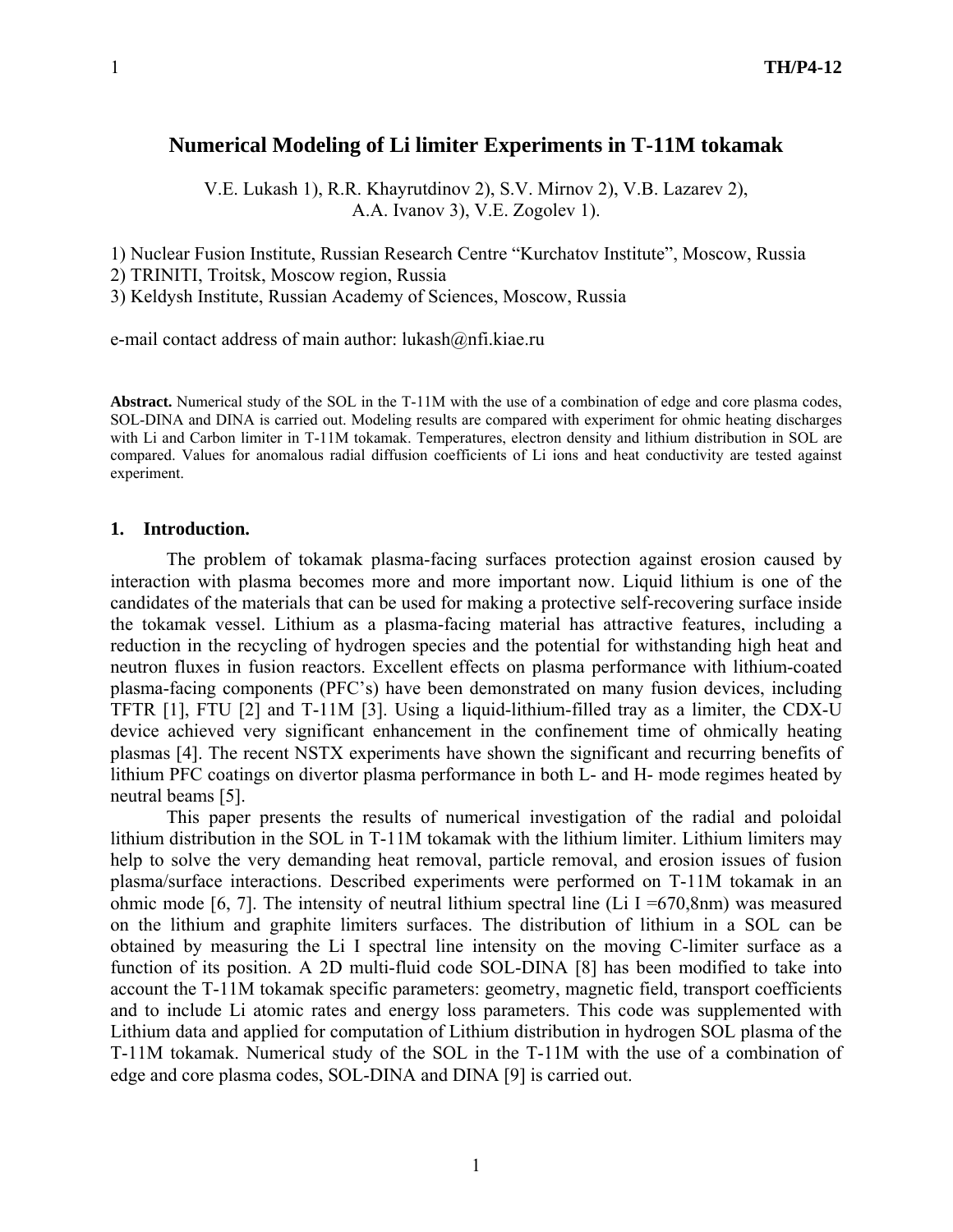# Numerical Modeling of Li limiter Experiments in T-11M tokamak

V.E. Lukash 1), R.R. Khayrutdinov 2), S.V. Mirnov 2), V.B. Lazarev 2), A.A. Ivanov 3), V.E. Zogolev 1).

1) Nuclear Fusion Institute, Russian Research Centre "Kurchatov Institute", Moscow, Russia
2) TRINITI, Troitsk, Moscow region, Russia
3) Keldysh Institute, Russian Academy of Sciences, Moscow, Russia

e-mail contact address of main author: lukash@nfi.kiae.ru

**Abstract.** Numerical study of the SOL in the T-11M with the use of a combination of edge and core plasma codes, SOL-DINA and DINA is carried out. Modeling results are compared with experiment for ohmic heating discharges with Li and Carbon limiter in T-11M tokamak. Temperatures, electron density and lithium distribution in SOL are compared. Values for anomalous radial diffusion coefficients of Li ions and heat conductivity are tested against experiment.

## 1. Introduction.

The problem of tokamak plasma-facing surfaces protection against erosion caused by interaction with plasma becomes more and more important now. Liquid lithium is one of the candidates of the materials that can be used for making a protective self-recovering surface inside the tokamak vessel. Lithium as a plasma-facing material has attractive features, including a reduction in the recycling of hydrogen species and the potential for withstanding high heat and neutron fluxes in fusion reactors. Excellent effects on plasma performance with lithium-coated plasma-facing components (PFC's) have been demonstrated on many fusion devices, including TFTR [1], FTU [2] and T-11M [3]. Using a liquid-lithium-filled tray as a limiter, the CDX-U device achieved very significant enhancement in the confinement time of ohmically heating plasmas [4]. The recent NSTX experiments have shown the significant and recurring benefits of lithium PFC coatings on divertor plasma performance in both L- and H- mode regimes heated by neutral beams [5].

This paper presents the results of numerical investigation of the radial and poloidal lithium distribution in the SOL in T-11M tokamak with the lithium limiter. Lithium limiters may help to solve the very demanding heat removal, particle removal, and erosion issues of fusion plasma/surface interactions. Described experiments were performed on T-11M tokamak in an ohmic mode [6, 7]. The intensity of neutral lithium spectral line (Li I =670,8nm) was measured on the lithium and graphite limiters surfaces. The distribution of lithium in a SOL can be obtained by measuring the Li I spectral line intensity on the moving C-limiter surface as a function of its position. A 2D multi-fluid code SOL-DINA [8] has been modified to take into account the T-11M tokamak specific parameters: geometry, magnetic field, transport coefficients and to include Li atomic rates and energy loss parameters. This code was supplemented with Lithium data and applied for computation of Lithium distribution in hydrogen SOL plasma of the T-11M tokamak. Numerical study of the SOL in the T-11M with the use of a combination of edge and core plasma codes, SOL-DINA and DINA [9] is carried out.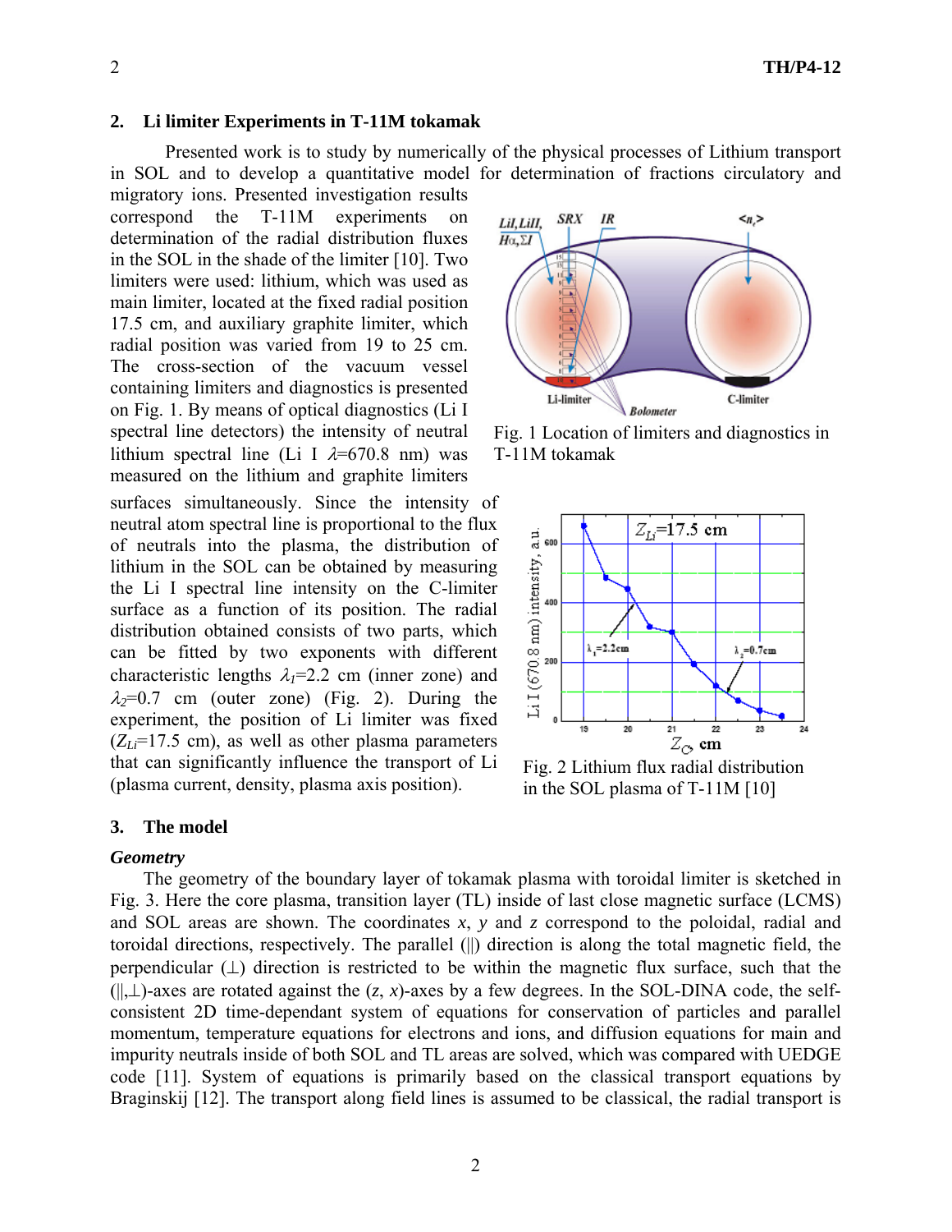## 2. Li limiter Experiments in T-11M tokamak

Presented work is to study by numerically of the physical processes of Lithium transport in SOL and to develop a quantitative model for determination of fractions circulatory and migratory ions. Presented investigation results correspond the T-11M experiments on determination of the radial distribution fluxes in the SOL in the shade of the limiter [10]. Two limiters were used: lithium, which was used as main limiter, located at the fixed radial position 17.5 cm, and auxiliary graphite limiter, which radial position was varied from 19 to 25 cm. The cross-section of the vacuum vessel containing limiters and diagnostics is presented on Fig. 1. By means of optical diagnostics (Li I spectral line detectors) the intensity of neutral lithium spectral line (Li I $\lambda$=670.8 nm) was measured on the lithium and graphite limiters surfaces simultaneously. Since the intensity of neutral atom spectral line is proportional to the flux of neutrals into the plasma, the distribution of lithium in the SOL can be obtained by measuring the Li I spectral line intensity on the C-limiter surface as a function of its position. The radial distribution obtained consists of two parts, which can be fitted by two exponents with different characteristic lengths $\lambda_1$=2.2 cm (inner zone) and $\lambda_2$=0.7 cm (outer zone) (Fig. 2). During the experiment, the position of Li limiter was fixed ($Z_{Li}$=17.5 cm), as well as other plasma parameters that can significantly influence the transport of Li (plasma current, density, plasma axis position).

Fig. 1 Location of limiters and diagnostics in T-11M tokamak

Fig. 2 Lithium flux radial distribution in the SOL plasma of T-11M [10]

## 3. The model

***Geometry***

The geometry of the boundary layer of tokamak plasma with toroidal limiter is sketched in Fig. 3. Here the core plasma, transition layer (TL) inside of last close magnetic surface (LCMS) and SOL areas are shown. The coordinates $x$, $y$ and $z$ correspond to the poloidal, radial and toroidal directions, respectively. The parallel (||) direction is along the total magnetic field, the perpendicular ($\perp$) direction is restricted to be within the magnetic flux surface, such that the (||,$\perp$)-axes are rotated against the ($z$, $x$)-axes by a few degrees. In the SOL-DINA code, the self-consistent 2D time-dependant system of equations for conservation of particles and parallel momentum, temperature equations for electrons and ions, and diffusion equations for main and impurity neutrals inside of both SOL and TL areas are solved, which was compared with UEDGE code [11]. System of equations is primarily based on the classical transport equations by Braginskij [12]. The transport along field lines is assumed to be classical, the radial transport is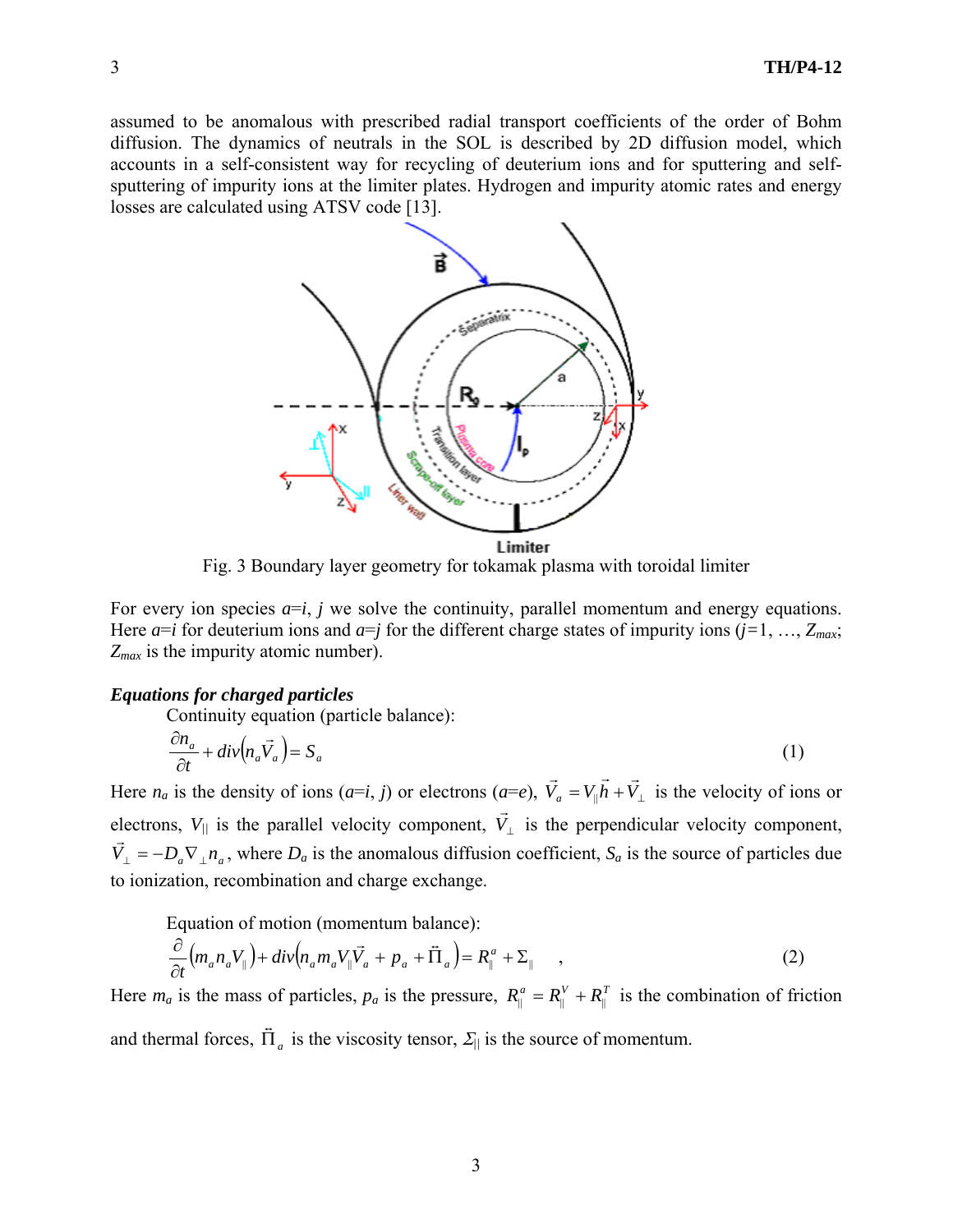assumed to be anomalous with prescribed radial transport coefficients of the order of Bohm diffusion. The dynamics of neutrals in the SOL is described by 2D diffusion model, which accounts in a self-consistent way for recycling of deuterium ions and for sputtering and self-sputtering of impurity ions at the limiter plates. Hydrogen and impurity atomic rates and energy losses are calculated using ATSV code [13].

Fig. 3 Boundary layer geometry for tokamak plasma with toroidal limiter

For every ion species $a$=$i$, $j$ we solve the continuity, parallel momentum and energy equations. Here $a$=$i$ for deuterium ions and $a$=$j$ for the different charge states of impurity ions ($j$=1, …, $Z_{max}$; $Z_{max}$ is the impurity atomic number).

***Equations for charged particles***

Continuity equation (particle balance):

$$\frac{\partial n_a}{\partial t} + div\left(n_a \vec{V}_a\right) = S_a \tag{1}$$

Here $n_a$ is the density of ions ($a$=$i$, $j$) or electrons ($a$=$e$), $\vec{V}_a = V_{\|}\vec{h} + \vec{V}_{\perp}$ is the velocity of ions or electrons, $V_{\|}$ is the parallel velocity component, $\vec{V}_{\perp}$ is the perpendicular velocity component, $\vec{V}_{\perp} = -D_a \nabla_{\perp} n_a$, where $D_a$ is the anomalous diffusion coefficient, $S_a$ is the source of particles due to ionization, recombination and charge exchange.

Equation of motion (momentum balance):

$$\frac{\partial}{\partial t}\left(m_a n_a V_{\|}\right) + div\left(n_a m_a V_{\|} \vec{V}_a + p_a + \vec{\Pi}_a\right) = R_{\|}^a + \Sigma_{\|} \quad , \tag{2}$$

Here $m_a$ is the mass of particles, $p_a$ is the pressure, $R_{\|}^a = R_{\|}^V + R_{\|}^T$ is the combination of friction and thermal forces, $\vec{\Pi}_a$ is the viscosity tensor, $\Sigma_{\|}$ is the source of momentum.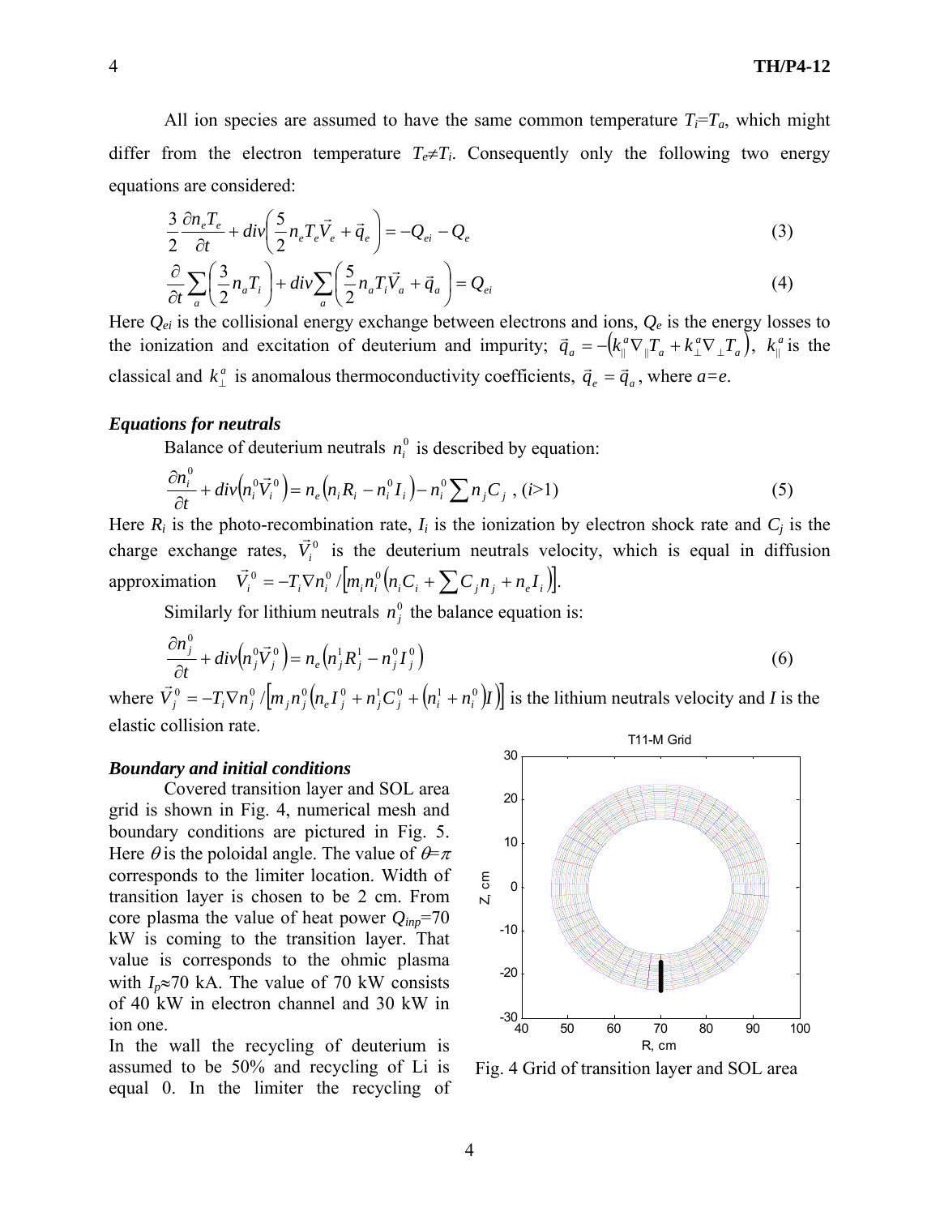All ion species are assumed to have the same common temperature $T_i$=$T_a$, which might differ from the electron temperature $T_e \neq T_i$. Consequently only the following two energy equations are considered:

$$\frac{3}{2}\frac{\partial n_e T_e}{\partial t} + div\left(\frac{5}{2} n_e T_e \vec{V}_e + \vec{q}_e\right) = -Q_{ei} - Q_e \tag{3}$$

$$\frac{\partial}{\partial t}\sum_a\left(\frac{3}{2} n_a T_i\right) + div\sum_a\left(\frac{5}{2} n_a T_i \vec{V}_a + \vec{q}_a\right) = Q_{ei} \tag{4}$$

Here $Q_{ei}$ is the collisional energy exchange between electrons and ions, $Q_e$ is the energy losses to the ionization and excitation of deuterium and impurity; $\vec{q}_a = -\left(k_{\parallel}^a \nabla_{\parallel} T_a + k_{\perp}^a \nabla_{\perp} T_a\right)$, $k_{\parallel}^a$ is the classical and $k_{\perp}^a$ is anomalous thermoconductivity coefficients, $\vec{q}_e = \vec{q}_a$, where $a$=$e$.

### *Equations for neutrals*

Balance of deuterium neutrals $n_i^0$ is described by equation:

$$\frac{\partial n_i^0}{\partial t} + div\left(n_i^0 \vec{V}_i^0\right) = n_e\left(n_i R_i - n_i^0 I_i\right) - n_i^0 \sum n_j C_j \text{ , } (i>1) \tag{5}$$

Here $R_i$ is the photo-recombination rate, $I_i$ is the ionization by electron shock rate and $C_j$ is the charge exchange rates, $\vec{V}_i^0$ is the deuterium neutrals velocity, which is equal in diffusion approximation $\vec{V}_i^0 = -T_i \nabla n_i^0 / \left[m_i n_i^0 \left(n_i C_i + \sum C_j n_j + n_e I_i\right)\right]$.

Similarly for lithium neutrals $n_j^0$ the balance equation is:

$$\frac{\partial n_j^0}{\partial t} + div\left(n_j^0 \vec{V}_j^0\right) = n_e\left(n_j^1 R_j^1 - n_j^0 I_j^0\right) \tag{6}$$

where $\vec{V}_j^0 = -T_i \nabla n_j^0 / \left[m_j n_j^0 \left(n_e I_j^0 + n_j^1 C_j^0 + \left(n_i^1 + n_i^0\right) I\right)\right]$ is the lithium neutrals velocity and $I$ is the elastic collision rate.

### *Boundary and initial conditions*

Covered transition layer and SOL area grid is shown in Fig. 4, numerical mesh and boundary conditions are pictured in Fig. 5. Here $\theta$ is the poloidal angle. The value of $\theta$=$\pi$ corresponds to the limiter location. Width of transition layer is chosen to be 2 cm. From core plasma the value of heat power $Q_{inp}$=70 kW is coming to the transition layer. That value is corresponds to the ohmic plasma with $I_p \approx$70 kA. The value of 70 kW consists of 40 kW in electron channel and 30 kW in ion one.

Fig. 4 Grid of transition layer and SOL area

In the wall the recycling of deuterium is assumed to be 50% and recycling of Li is equal 0. In the limiter the recycling of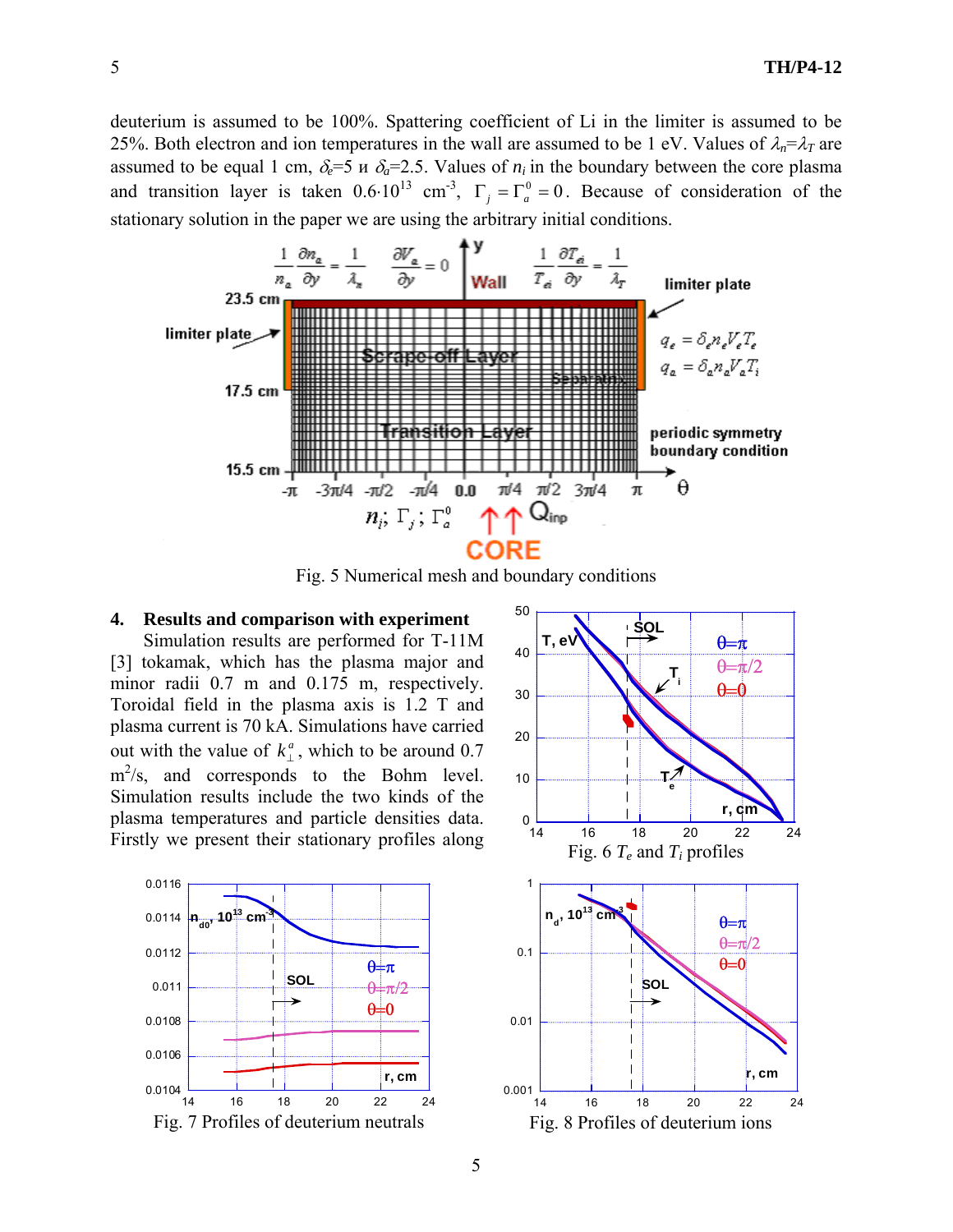deuterium is assumed to be 100%. Spattering coefficient of Li in the limiter is assumed to be 25%. Both electron and ion temperatures in the wall are assumed to be 1 eV. Values of $\lambda_n=\lambda_T$ are assumed to be equal 1 cm, $\delta_e$=5 и $\delta_a$=2.5. Values of $n_i$ in the boundary between the core plasma and transition layer is taken $0.6{\cdot}10^{13}$ cm$^{-3}$, $\Gamma_j = \Gamma_a^0 = 0$. Because of consideration of the stationary solution in the paper we are using the arbitrary initial conditions.

Fig. 5 Numerical mesh and boundary conditions

## 4. Results and comparison with experiment

Simulation results are performed for T-11M [3] tokamak, which has the plasma major and minor radii 0.7 m and 0.175 m, respectively. Toroidal field in the plasma axis is 1.2 T and plasma current is 70 kA. Simulations have carried out with the value of $k_\perp^a$, which to be around 0.7 m$^2$/s, and corresponds to the Bohm level. Simulation results include the two kinds of the plasma temperatures and particle densities data. Firstly we present their stationary profiles along

Fig. 6 $T_e$ and $T_i$ profiles

Fig. 7 Profiles of deuterium neutrals

Fig. 8 Profiles of deuterium ions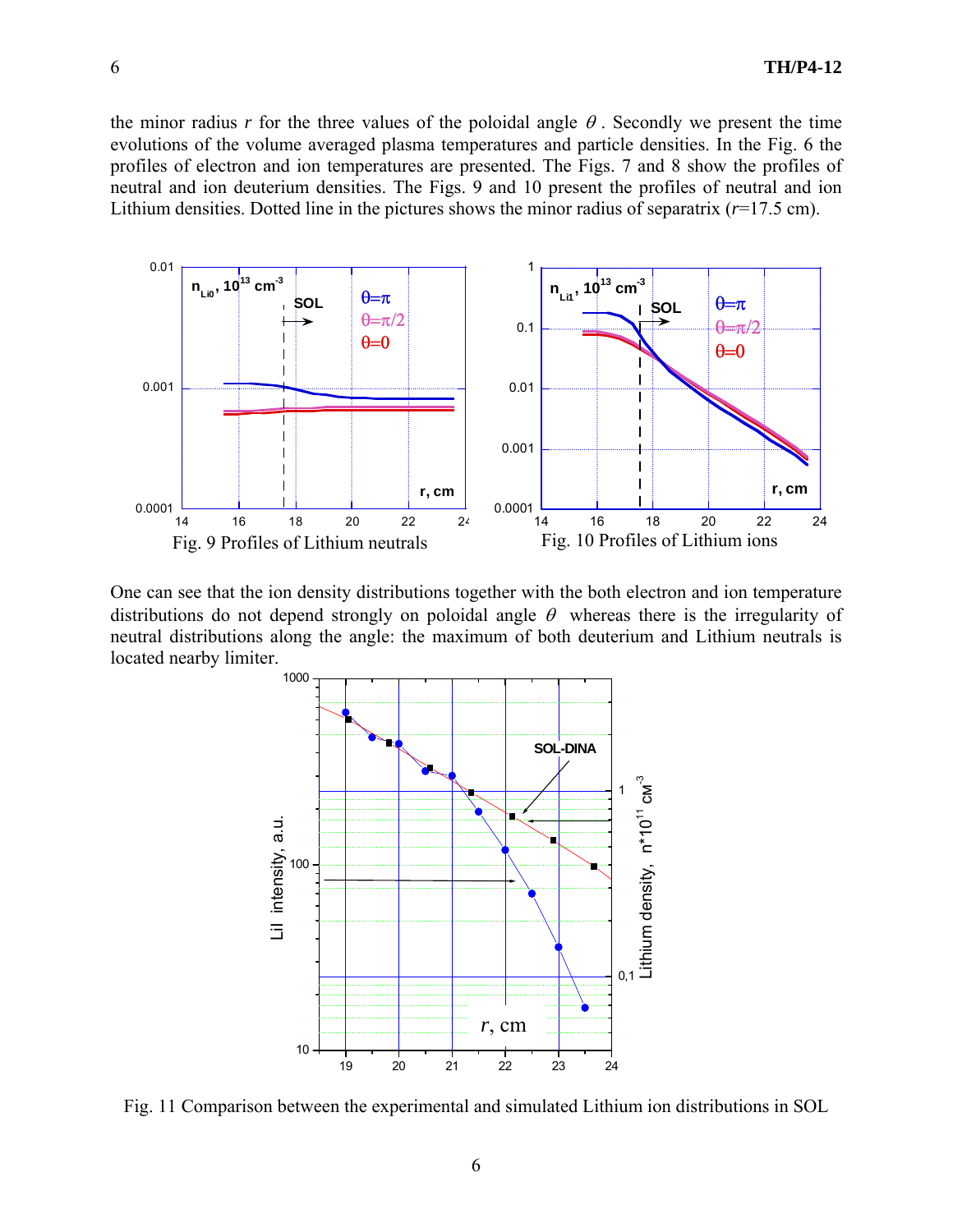the minor radius $r$ for the three values of the poloidal angle $\theta$. Secondly we present the time evolutions of the volume averaged plasma temperatures and particle densities. In the Fig. 6 the profiles of electron and ion temperatures are presented. The Figs. 7 and 8 show the profiles of neutral and ion deuterium densities. The Figs. 9 and 10 present the profiles of neutral and ion Lithium densities. Dotted line in the pictures shows the minor radius of separatrix ($r$=17.5 cm).

Fig. 9 Profiles of Lithium neutrals

Fig. 10 Profiles of Lithium ions

One can see that the ion density distributions together with the both electron and ion temperature distributions do not depend strongly on poloidal angle $\theta$ whereas there is the irregularity of neutral distributions along the angle: the maximum of both deuterium and Lithium neutrals is located nearby limiter.

Fig. 11 Comparison between the experimental and simulated Lithium ion distributions in SOL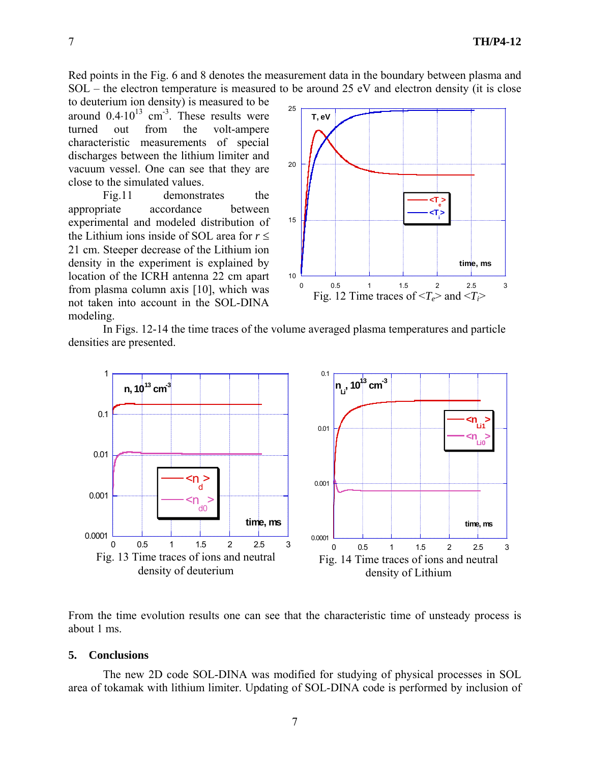Red points in the Fig. 6 and 8 denotes the measurement data in the boundary between plasma and SOL – the electron temperature is measured to be around 25 eV and electron density (it is close to deuterium ion density) is measured to be around $0.4 \cdot 10^{13}$ cm$^{-3}$. These results were turned out from the volt-ampere characteristic measurements of special discharges between the lithium limiter and vacuum vessel. One can see that they are close to the simulated values.

Fig.11 demonstrates the appropriate accordance between experimental and modeled distribution of the Lithium ions inside of SOL area for $r \leq$ 21 cm. Steeper decrease of the Lithium ion density in the experiment is explained by location of the ICRH antenna 22 cm apart from plasma column axis [10], which was not taken into account in the SOL-DINA modeling.

Fig. 12 Time traces of $<T_e>$ and $<T_i>$

In Figs. 12-14 the time traces of the volume averaged plasma temperatures and particle densities are presented.

Fig. 13 Time traces of ions and neutral density of deuterium

Fig. 14 Time traces of ions and neutral density of Lithium

From the time evolution results one can see that the characteristic time of unsteady process is about 1 ms.

## 5. Conclusions

The new 2D code SOL-DINA was modified for studying of physical processes in SOL area of tokamak with lithium limiter. Updating of SOL-DINA code is performed by inclusion of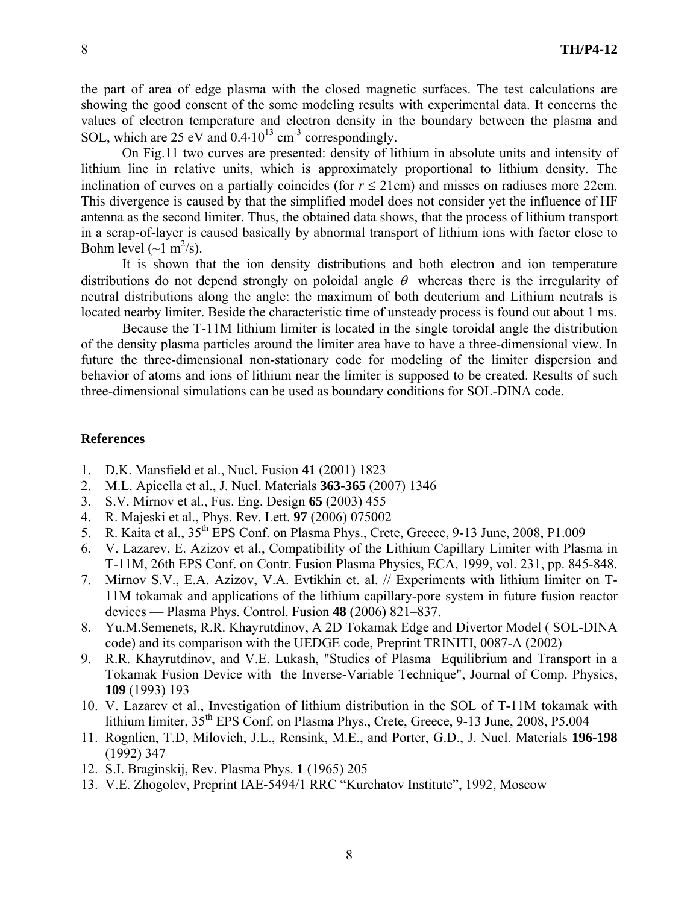the part of area of edge plasma with the closed magnetic surfaces. The test calculations are showing the good consent of the some modeling results with experimental data. It concerns the values of electron temperature and electron density in the boundary between the plasma and SOL, which are 25 eV and $0.4 \cdot 10^{13}$ cm$^{-3}$ correspondingly.

On Fig.11 two curves are presented: density of lithium in absolute units and intensity of lithium line in relative units, which is approximately proportional to lithium density. The inclination of curves on a partially coincides (for $r \leq 21$cm) and misses on radiuses more 22cm. This divergence is caused by that the simplified model does not consider yet the influence of HF antenna as the second limiter. Thus, the obtained data shows, that the process of lithium transport in a scrap-of-layer is caused basically by abnormal transport of lithium ions with factor close to Bohm level (~1 m$^2$/s).

It is shown that the ion density distributions and both electron and ion temperature distributions do not depend strongly on poloidal angle $\theta$ whereas there is the irregularity of neutral distributions along the angle: the maximum of both deuterium and Lithium neutrals is located nearby limiter. Beside the characteristic time of unsteady process is found out about 1 ms.

Because the T-11M lithium limiter is located in the single toroidal angle the distribution of the density plasma particles around the limiter area have to have a three-dimensional view. In future the three-dimensional non-stationary code for modeling of the limiter dispersion and behavior of atoms and ions of lithium near the limiter is supposed to be created. Results of such three-dimensional simulations can be used as boundary conditions for SOL-DINA code.

## References

1. D.K. Mansfield et al., Nucl. Fusion **41** (2001) 1823
2. M.L. Apicella et al., J. Nucl. Materials **363-365** (2007) 1346
3. S.V. Mirnov et al., Fus. Eng. Design **65** (2003) 455
4. R. Majeski et al., Phys. Rev. Lett. **97** (2006) 075002
5. R. Kaita et al., 35th EPS Conf. on Plasma Phys., Crete, Greece, 9-13 June, 2008, P1.009
6. V. Lazarev, E. Azizov et al., Compatibility of the Lithium Capillary Limiter with Plasma in T-11M, 26th EPS Conf. on Contr. Fusion Plasma Physics, ECA, 1999, vol. 231, pp. 845-848.
7. Mirnov S.V., E.A. Azizov, V.A. Evtikhin et. al. // Experiments with lithium limiter on T-11M tokamak and applications of the lithium capillary-pore system in future fusion reactor devices — Plasma Phys. Control. Fusion **48** (2006) 821–837.
8. Yu.M.Semenets, R.R. Khayrutdinov, A 2D Tokamak Edge and Divertor Model ( SOL-DINA code) and its comparison with the UEDGE code, Preprint TRINITI, 0087-A (2002)
9. R.R. Khayrutdinov, and V.E. Lukash, "Studies of Plasma Equilibrium and Transport in a Tokamak Fusion Device with the Inverse-Variable Technique", Journal of Comp. Physics, **109** (1993) 193
10. V. Lazarev et al., Investigation of lithium distribution in the SOL of T-11M tokamak with lithium limiter, 35th EPS Conf. on Plasma Phys., Crete, Greece, 9-13 June, 2008, P5.004
11. Rognlien, T.D, Milovich, J.L., Rensink, M.E., and Porter, G.D., J. Nucl. Materials **196-198** (1992) 347
12. S.I. Braginskij, Rev. Plasma Phys. **1** (1965) 205
13. V.E. Zhogolev, Preprint IAE-5494/1 RRC "Kurchatov Institute", 1992, Moscow